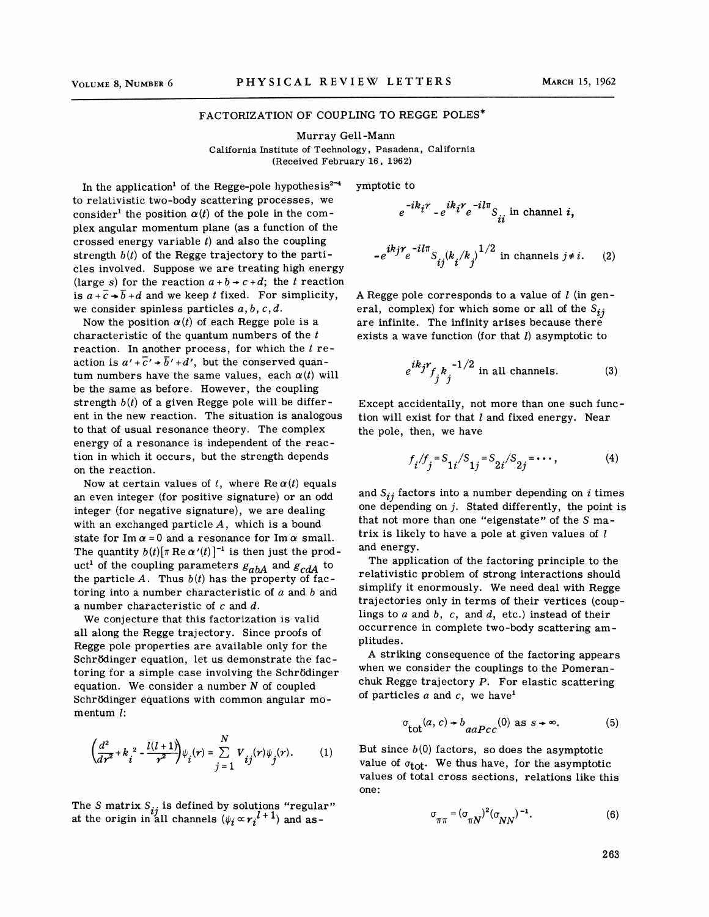# FACTORIZATION OF COUPLING TO REGGE POLES*

Murray Gell-Mann

California Institute of Technology, Pasadena, California

(Received February 16, 1962)

In the application[1] of the Regge-pole hypothesis[2-4] to relativistic two-body scattering processes, we consider[1] the position $\alpha(t)$ of the pole in the complex angular momentum plane (as a function of the crossed energy variable $t$) and also the coupling strength $b(t)$ of the Regge trajectory to the particles involved. Suppose we are treating high energy (large $s$) for the reaction $a+b\rightarrow c+d$; the $t$ reaction is $a+\bar{c}\rightarrow\bar{b}+d$ and we keep $t$ fixed. For simplicity, we consider spinless particles $a, b, c, d$.

Now the position $\alpha(t)$ of each Regge pole is a characteristic of the quantum numbers of the $t$ reaction. In another process, for which the $t$ reaction is $a'+\bar{c}'\rightarrow\bar{b}'+d'$, but the conserved quantum numbers have the same values, each $\alpha(t)$ will be the same as before. However, the coupling strength $b(t)$ of a given Regge pole will be different in the new reaction. The situation is analogous to that of usual resonance theory. The complex energy of a resonance is independent of the reaction in which it occurs, but the strength depends on the reaction.

Now at certain values of $t$, where $\mathrm{Re}\,\alpha(t)$ equals an even integer (for positive signature) or an odd integer (for negative signature), we are dealing with an exchanged particle $A$, which is a bound state for $\mathrm{Im}\,\alpha=0$ and a resonance for $\mathrm{Im}\,\alpha$ small. The quantity $b(t)[\pi\,\mathrm{Re}\,\alpha'(t)]^{-1}$ is then just the product[1] of the coupling parameters $g_{abA}$ and $g_{cdA}$ to the particle $A$. Thus $b(t)$ has the property of factoring into a number characteristic of $a$ and $b$ and a number characteristic of $c$ and $d$.

We conjecture that this factorization is valid all along the Regge trajectory. Since proofs of Regge pole properties are available only for the Schrödinger equation, let us demonstrate the factoring for a simple case involving the Schrödinger equation. We consider a number $N$ of coupled Schrödinger equations with common angular momentum $l$:

$$\left(\frac{d^2}{dr^2}+k_i^{\,2}-\frac{l(l+1)}{r^2}\right)\psi_i(r)=\sum_{j=1}^{N}V_{ij}(r)\psi_j(r). \tag{1}$$

The $S$ matrix $S_{ij}$ is defined by solutions "regular" at the origin in all channels ($\psi_i\propto r_i^{\,l+1}$) and asymptotic to

$$e^{-ik_ir}-e^{ik_ir}e^{-il\pi}S_{ii}\text{ in channel } i,$$

$$-e^{ik_jr}e^{-il\pi}S_{ij}(k_i/k_j)^{1/2}\text{ in channels } j\neq i. \tag{2}$$

A Regge pole corresponds to a value of $l$ (in general, complex) for which some or all of the $S_{ij}$ are infinite. The infinity arises because there exists a wave function (for that $l$) asymptotic to

$$e^{ik_jr}f_jk_j^{-1/2}\text{ in all channels.} \tag{3}$$

Except accidentally, not more than one such function will exist for that $l$ and fixed energy. Near the pole, then, we have

$$f_i/f_j=S_{1i}/S_{1j}=S_{2i}/S_{2j}=\cdots, \tag{4}$$

and $S_{ij}$ factors into a number depending on $i$ times one depending on $j$. Stated differently, the point is that not more than one "eigenstate" of the $S$ matrix is likely to have a pole at given values of $l$ and energy.

The application of the factoring principle to the relativistic problem of strong interactions should simplify it enormously. We need deal with Regge trajectories only in terms of their vertices (couplings to $a$ and $b$, $c$, and $d$, etc.) instead of their occurrence in complete two-body scattering amplitudes.

A striking consequence of the factoring appears when we consider the couplings to the Pomeranchuk Regge trajectory $P$. For elastic scattering of particles $a$ and $c$, we have[1]

$$\sigma_{\mathrm{tot}}(a,c)\rightarrow b_{aaPcc}(0)\text{ as } s\rightarrow\infty. \tag{5}$$

But since $b(0)$ factors, so does the asymptotic value of $\sigma_{\mathrm{tot}}$. We thus have, for the asymptotic values of total cross sections, relations like this one:

$$\sigma_{\pi\pi}=(\sigma_{\pi N})^2(\sigma_{NN})^{-1}. \tag{6}$$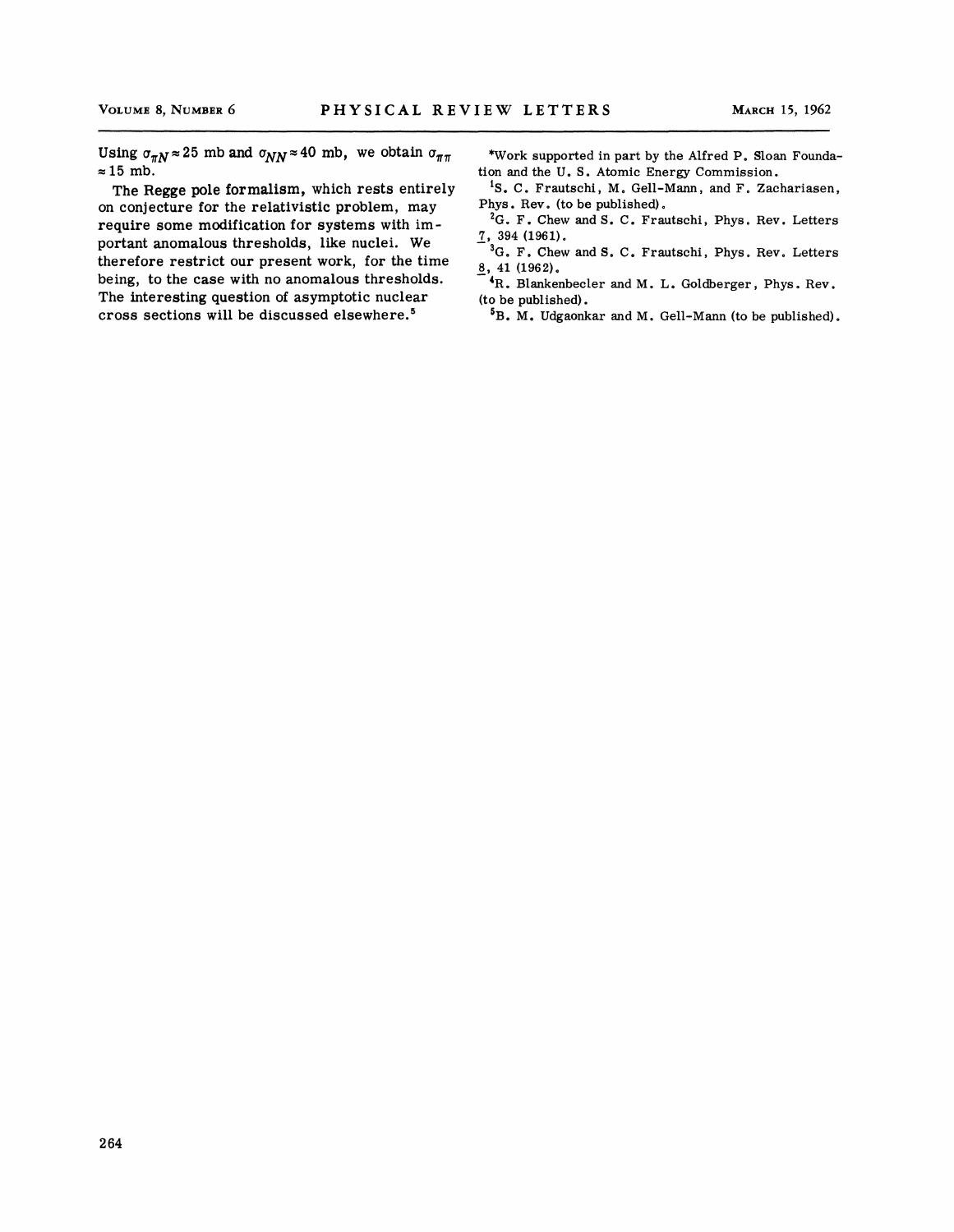Using $\sigma_{\pi N} \approx 25$ mb and $\sigma_{NN} \approx 40$ mb, we obtain $\sigma_{\pi\pi} \approx 15$ mb.

The Regge pole formalism, which rests entirely on conjecture for the relativistic problem, may require some modification for systems with important anomalous thresholds, like nuclei. We therefore restrict our present work, for the time being, to the case with no anomalous thresholds. The interesting question of asymptotic nuclear cross sections will be discussed elsewhere.[5]

*Work supported in part by the Alfred P. Sloan Foundation and the U. S. Atomic Energy Commission.

[1] S. C. Frautschi, M. Gell-Mann, and F. Zachariasen, Phys. Rev. (to be published).

[2] G. F. Chew and S. C. Frautschi, Phys. Rev. Letters 7, 394 (1961).

[3] G. F. Chew and S. C. Frautschi, Phys. Rev. Letters 8, 41 (1962).

[4] R. Blankenbecler and M. L. Goldberger, Phys. Rev. (to be published).

[5] B. M. Udgaonkar and M. Gell-Mann (to be published).